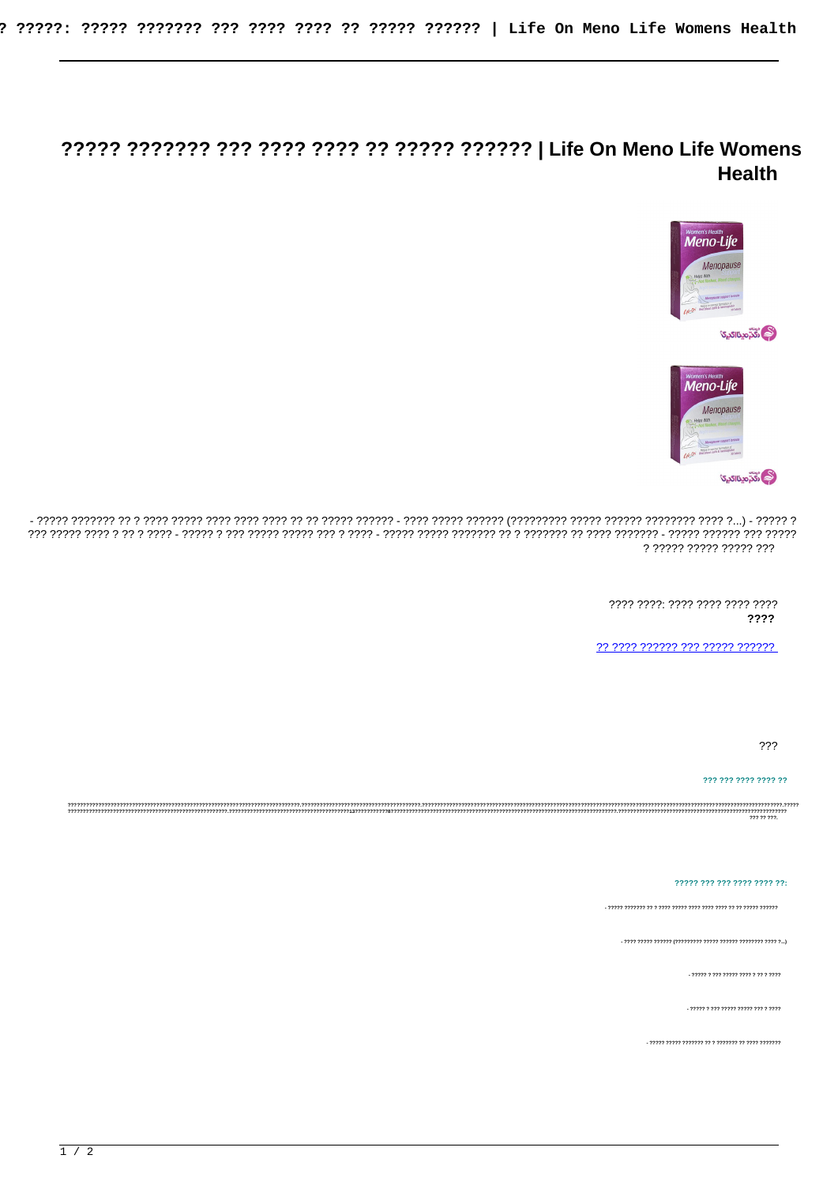# ????? ??????? ??? ???? ???? ?? ????? ?????? | Life On Meno Life Womens Health

- ????? ??????? ?? ? ???? ????? ???? ???? ???? ?? ?? ????? ?????? - ???? ????? ?????? (????????? ????? ?????? ???????? ???? ?...) - ????? ? ??? ????? ???? ? ?? ? ???? - ????? ? ??? ????? ????? ??? ? ???? - ????? ????? ??????? ?? ? ??????? ?? ???? ??????? - ????? ?????? ??? ????? ? ????? ????? ????? ???

???? ????: ???? ???? ???? ????
**????**

[?? ???? ?????? ??? ????? ??????](#)

???

??? ??? ???? ???? ??

?????????????????????????????????????????????????????????????????????.??????????????????????????????????.????????????????????????????????????????????????????????????????????????????????????????????????????.?????
????????????????????????????????????????????????????.????????????????????????????????13???????????8??????????????????????????????????????????????????????????????????.???????????????????????????????????????????????????????
??? ?? ???.

????? ??? ??? ???? ???? ??:

- ????? ??????? ?? ? ???? ????? ???? ???? ???? ?? ?? ????? ??????

- ???? ????? ?????? (????????? ????? ?????? ???????? ???? ?...)

- ????? ? ??? ????? ???? ? ?? ? ????

- ????? ? ??? ????? ????? ??? ? ????

- ????? ????? ??????? ?? ? ??????? ?? ???? ???????